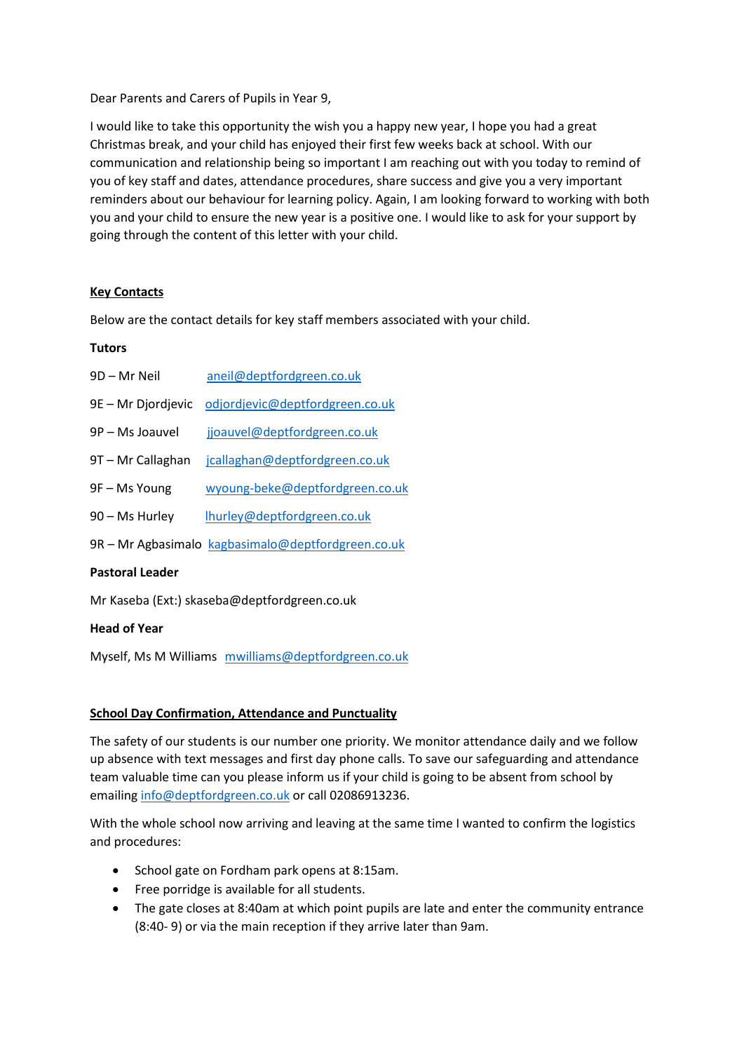Dear Parents and Carers of Pupils in Year 9,

I would like to take this opportunity the wish you a happy new year, I hope you had a great Christmas break, and your child has enjoyed their first few weeks back at school. With our communication and relationship being so important I am reaching out with you today to remind of you of key staff and dates, attendance procedures, share success and give you a very important reminders about our behaviour for learning policy. Again, I am looking forward to working with both you and your child to ensure the new year is a positive one. I would like to ask for your support by going through the content of this letter with your child.

**Key Contacts**

Below are the contact details for key staff members associated with your child.

**Tutors**

9D – Mr Neil aneil@deptfordgreen.co.uk

9E – Mr Djordjevic odjordjevic@deptfordgreen.co.uk

9P – Ms Joauvel jjoauvel@deptfordgreen.co.uk

9T – Mr Callaghan jcallaghan@deptfordgreen.co.uk

9F – Ms Young wyoung-beke@deptfordgreen.co.uk

90 – Ms Hurley lhurley@deptfordgreen.co.uk

9R – Mr Agbasimalo kagbasimalo@deptfordgreen.co.uk

**Pastoral Leader**

Mr Kaseba (Ext:) skaseba@deptfordgreen.co.uk

**Head of Year**

Myself, Ms M Williams mwilliams@deptfordgreen.co.uk

**School Day Confirmation, Attendance and Punctuality**

The safety of our students is our number one priority. We monitor attendance daily and we follow up absence with text messages and first day phone calls. To save our safeguarding and attendance team valuable time can you please inform us if your child is going to be absent from school by emailing info@deptfordgreen.co.uk or call 02086913236.

With the whole school now arriving and leaving at the same time I wanted to confirm the logistics and procedures:

- School gate on Fordham park opens at 8:15am.
- Free porridge is available for all students.
- The gate closes at 8:40am at which point pupils are late and enter the community entrance (8:40- 9) or via the main reception if they arrive later than 9am.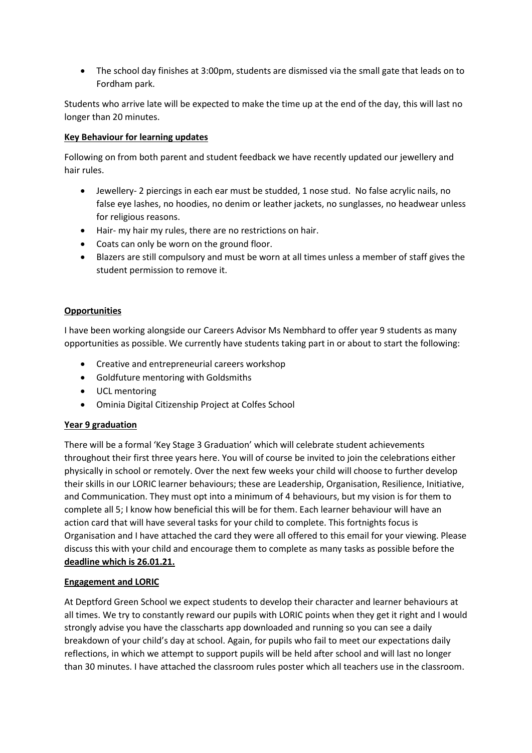- The school day finishes at 3:00pm, students are dismissed via the small gate that leads on to Fordham park.

Students who arrive late will be expected to make the time up at the end of the day, this will last no longer than 20 minutes.

**Key Behaviour for learning updates**

Following on from both parent and student feedback we have recently updated our jewellery and hair rules.

- Jewellery- 2 piercings in each ear must be studded, 1 nose stud. No false acrylic nails, no false eye lashes, no hoodies, no denim or leather jackets, no sunglasses, no headwear unless for religious reasons.
- Hair- my hair my rules, there are no restrictions on hair.
- Coats can only be worn on the ground floor.
- Blazers are still compulsory and must be worn at all times unless a member of staff gives the student permission to remove it.

**Opportunities**

I have been working alongside our Careers Advisor Ms Nembhard to offer year 9 students as many opportunities as possible. We currently have students taking part in or about to start the following:

- Creative and entrepreneurial careers workshop
- Goldfuture mentoring with Goldsmiths
- UCL mentoring
- Ominia Digital Citizenship Project at Colfes School

**Year 9 graduation**

There will be a formal 'Key Stage 3 Graduation' which will celebrate student achievements throughout their first three years here. You will of course be invited to join the celebrations either physically in school or remotely. Over the next few weeks your child will choose to further develop their skills in our LORIC learner behaviours; these are Leadership, Organisation, Resilience, Initiative, and Communication. They must opt into a minimum of 4 behaviours, but my vision is for them to complete all 5; I know how beneficial this will be for them. Each learner behaviour will have an action card that will have several tasks for your child to complete. This fortnights focus is Organisation and I have attached the card they were all offered to this email for your viewing. Please discuss this with your child and encourage them to complete as many tasks as possible before the **deadline which is 26.01.21.**

**Engagement and LORIC**

At Deptford Green School we expect students to develop their character and learner behaviours at all times. We try to constantly reward our pupils with LORIC points when they get it right and I would strongly advise you have the classcharts app downloaded and running so you can see a daily breakdown of your child's day at school. Again, for pupils who fail to meet our expectations daily reflections, in which we attempt to support pupils will be held after school and will last no longer than 30 minutes. I have attached the classroom rules poster which all teachers use in the classroom.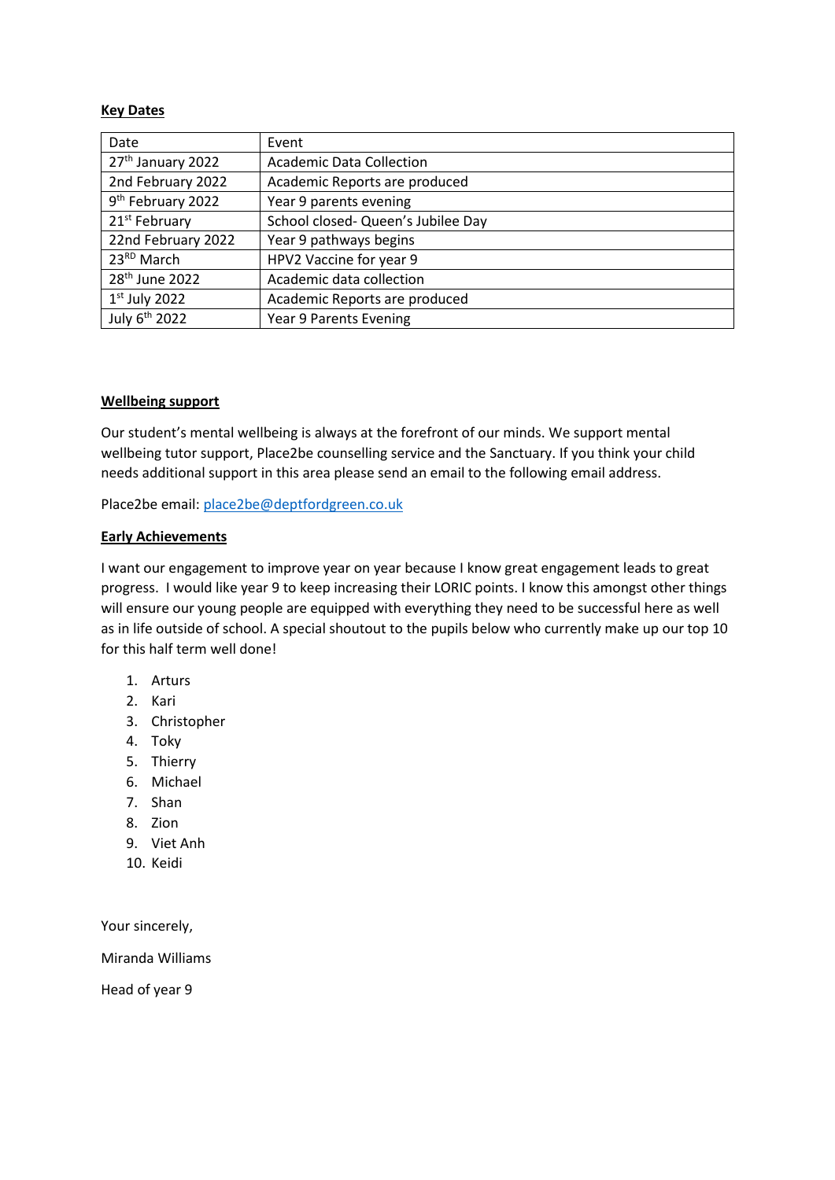**Key Dates**

| Date | Event |
|---|---|
| 27th January 2022 | Academic Data Collection |
| 2nd February 2022 | Academic Reports are produced |
| 9th February 2022 | Year 9 parents evening |
| 21st February | School closed- Queen's Jubilee Day |
| 22nd February 2022 | Year 9 pathways begins |
| 23RD March | HPV2 Vaccine for year 9 |
| 28th June 2022 | Academic data collection |
| 1st July 2022 | Academic Reports are produced |
| July 6th 2022 | Year 9 Parents Evening |

**Wellbeing support**

Our student's mental wellbeing is always at the forefront of our minds. We support mental wellbeing tutor support, Place2be counselling service and the Sanctuary. If you think your child needs additional support in this area please send an email to the following email address.

Place2be email: place2be@deptfordgreen.co.uk

**Early Achievements**

I want our engagement to improve year on year because I know great engagement leads to great progress. I would like year 9 to keep increasing their LORIC points. I know this amongst other things will ensure our young people are equipped with everything they need to be successful here as well as in life outside of school. A special shoutout to the pupils below who currently make up our top 10 for this half term well done!

1. Arturs
2. Kari
3. Christopher
4. Toky
5. Thierry
6. Michael
7. Shan
8. Zion
9. Viet Anh
10. Keidi

Your sincerely,

Miranda Williams

Head of year 9